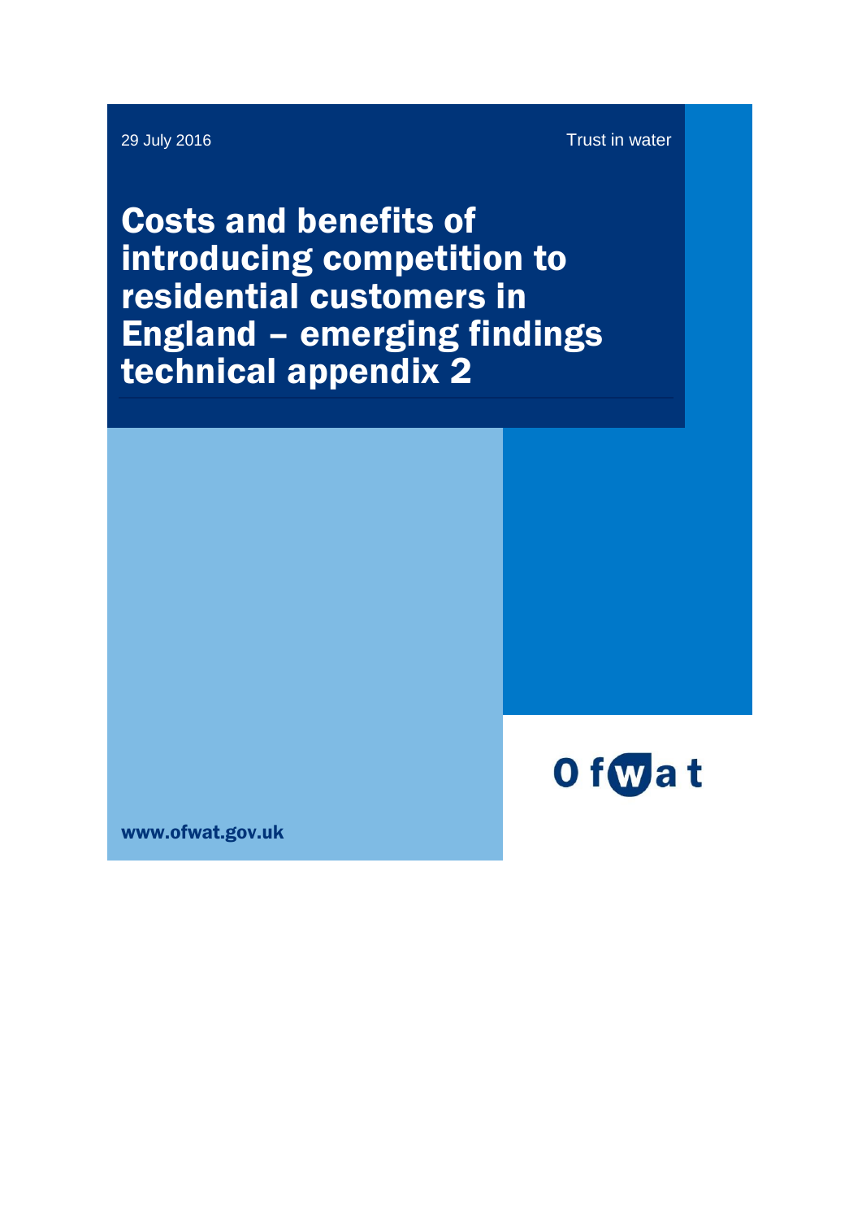29 July 2016

Trust in water

# Costs and benefits of introducing competition to residential customers in England – emerging findings technical appendix 2

Ofwat

www.ofwat.gov.uk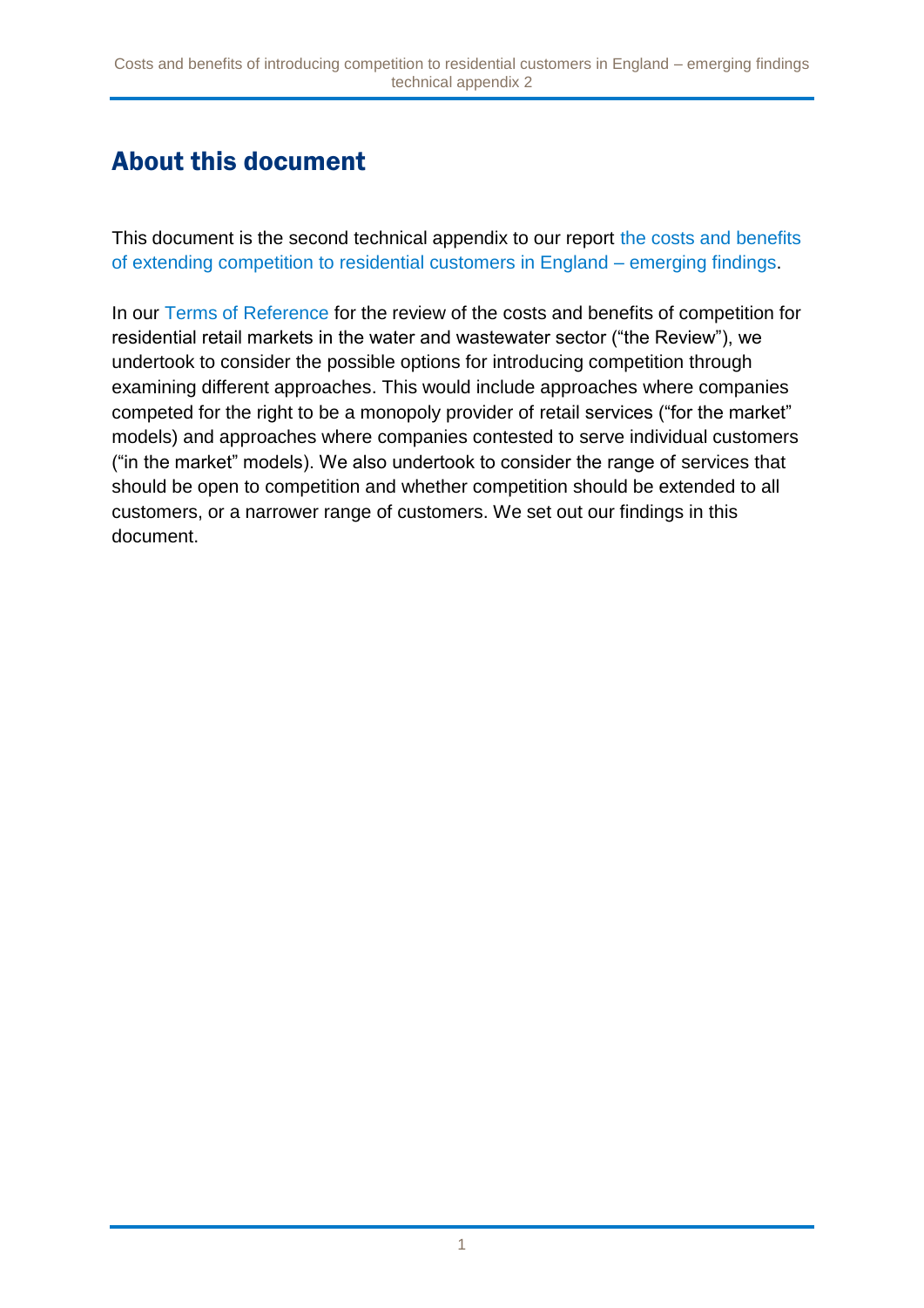# About this document

This document is the second technical appendix to our report the costs and benefits of extending competition to residential customers in England – emerging findings.

In our Terms of Reference for the review of the costs and benefits of competition for residential retail markets in the water and wastewater sector ("the Review"), we undertook to consider the possible options for introducing competition through examining different approaches. This would include approaches where companies competed for the right to be a monopoly provider of retail services ("for the market" models) and approaches where companies contested to serve individual customers ("in the market" models). We also undertook to consider the range of services that should be open to competition and whether competition should be extended to all customers, or a narrower range of customers. We set out our findings in this document.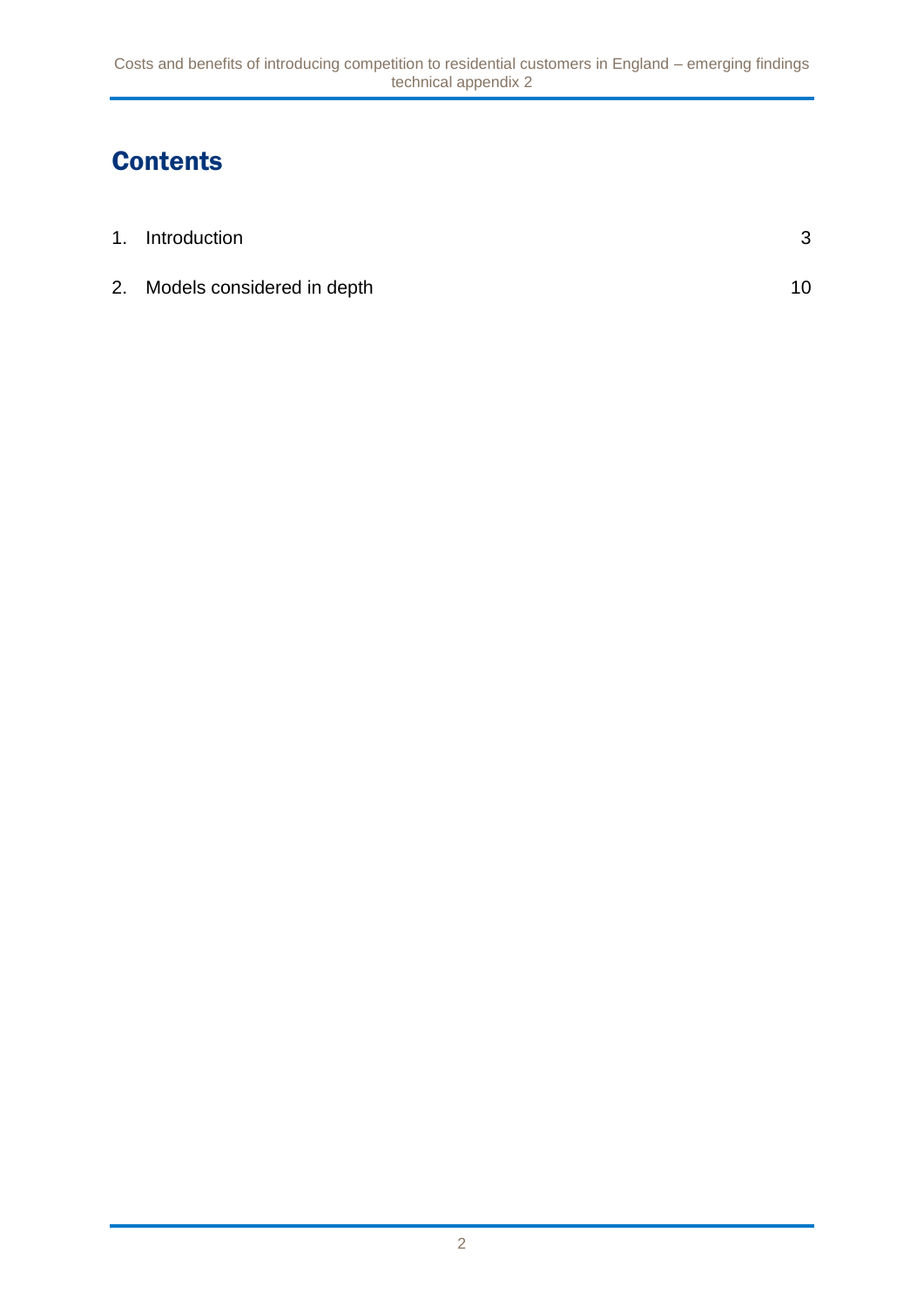# Contents

1. Introduction 3

2. Models considered in depth 10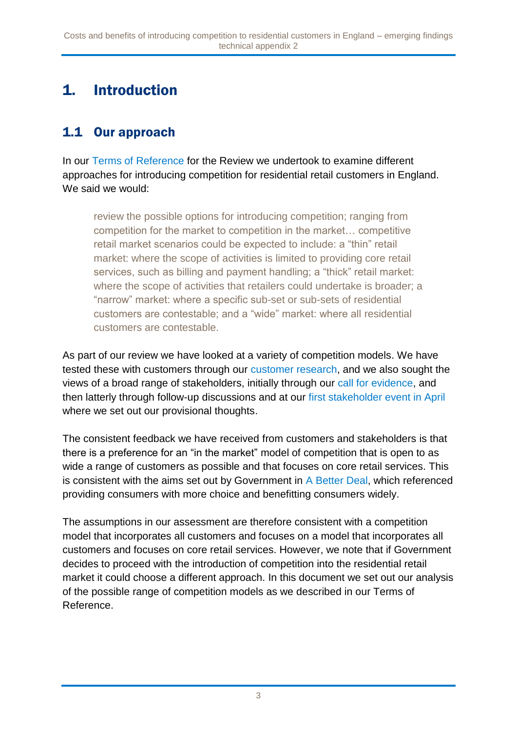# 1. Introduction

## 1.1 Our approach

In our Terms of Reference for the Review we undertook to examine different approaches for introducing competition for residential retail customers in England. We said we would:

> review the possible options for introducing competition; ranging from competition for the market to competition in the market… competitive retail market scenarios could be expected to include: a "thin" retail market: where the scope of activities is limited to providing core retail services, such as billing and payment handling; a "thick" retail market: where the scope of activities that retailers could undertake is broader; a "narrow" market: where a specific sub-set or sub-sets of residential customers are contestable; and a "wide" market: where all residential customers are contestable.

As part of our review we have looked at a variety of competition models. We have tested these with customers through our customer research, and we also sought the views of a broad range of stakeholders, initially through our call for evidence, and then latterly through follow-up discussions and at our first stakeholder event in April where we set out our provisional thoughts.

The consistent feedback we have received from customers and stakeholders is that there is a preference for an "in the market" model of competition that is open to as wide a range of customers as possible and that focuses on core retail services. This is consistent with the aims set out by Government in A Better Deal, which referenced providing consumers with more choice and benefitting consumers widely.

The assumptions in our assessment are therefore consistent with a competition model that incorporates all customers and focuses on a model that incorporates all customers and focuses on core retail services. However, we note that if Government decides to proceed with the introduction of competition into the residential retail market it could choose a different approach. In this document we set out our analysis of the possible range of competition models as we described in our Terms of Reference.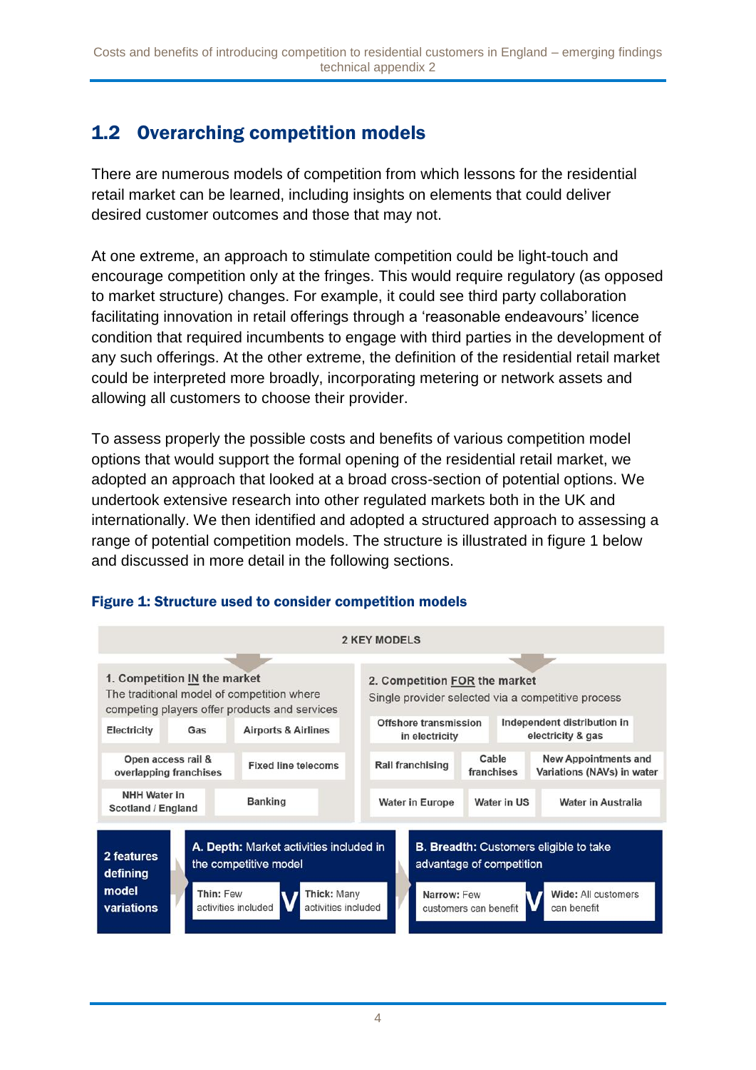## 1.2 Overarching competition models

There are numerous models of competition from which lessons for the residential retail market can be learned, including insights on elements that could deliver desired customer outcomes and those that may not.

At one extreme, an approach to stimulate competition could be light-touch and encourage competition only at the fringes. This would require regulatory (as opposed to market structure) changes. For example, it could see third party collaboration facilitating innovation in retail offerings through a 'reasonable endeavours' licence condition that required incumbents to engage with third parties in the development of any such offerings. At the other extreme, the definition of the residential retail market could be interpreted more broadly, incorporating metering or network assets and allowing all customers to choose their provider.

To assess properly the possible costs and benefits of various competition model options that would support the formal opening of the residential retail market, we adopted an approach that looked at a broad cross-section of potential options. We undertook extensive research into other regulated markets both in the UK and internationally. We then identified and adopted a structured approach to assessing a range of potential competition models. The structure is illustrated in figure 1 below and discussed in more detail in the following sections.

**Figure 1: Structure used to consider competition models**

2 KEY MODELS

1. Competition IN the market
The traditional model of competition where competing players offer products and services

Electricity
Gas
Airports & Airlines
Open access rail & overlapping franchises
Fixed line telecoms
NHH Water in Scotland / England
Banking

2. Competition FOR the market
Single provider selected via a competitive process

Offshore transmission in electricity
Independent distribution in electricity & gas
Rail franchising
Cable franchises
New Appointments and Variations (NAVs) in water
Water in Europe
Water in US
Water in Australia

2 features defining model variations

A. Depth: Market activities included in the competitive model
Thin: Few activities included V Thick: Many activities included

B. Breadth: Customers eligible to take advantage of competition
Narrow: Few customers can benefit V Wide: All customers can benefit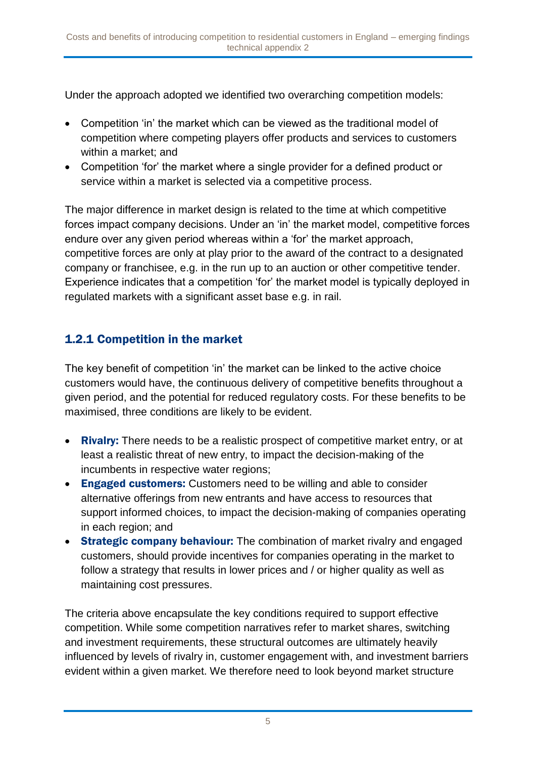Under the approach adopted we identified two overarching competition models:

- Competition 'in' the market which can be viewed as the traditional model of competition where competing players offer products and services to customers within a market; and
- Competition 'for' the market where a single provider for a defined product or service within a market is selected via a competitive process.

The major difference in market design is related to the time at which competitive forces impact company decisions. Under an 'in' the market model, competitive forces endure over any given period whereas within a 'for' the market approach, competitive forces are only at play prior to the award of the contract to a designated company or franchisee, e.g. in the run up to an auction or other competitive tender. Experience indicates that a competition 'for' the market model is typically deployed in regulated markets with a significant asset base e.g. in rail.

### 1.2.1 Competition in the market

The key benefit of competition 'in' the market can be linked to the active choice customers would have, the continuous delivery of competitive benefits throughout a given period, and the potential for reduced regulatory costs. For these benefits to be maximised, three conditions are likely to be evident.

- **Rivalry:** There needs to be a realistic prospect of competitive market entry, or at least a realistic threat of new entry, to impact the decision-making of the incumbents in respective water regions;
- **Engaged customers:** Customers need to be willing and able to consider alternative offerings from new entrants and have access to resources that support informed choices, to impact the decision-making of companies operating in each region; and
- **Strategic company behaviour:** The combination of market rivalry and engaged customers, should provide incentives for companies operating in the market to follow a strategy that results in lower prices and / or higher quality as well as maintaining cost pressures.

The criteria above encapsulate the key conditions required to support effective competition. While some competition narratives refer to market shares, switching and investment requirements, these structural outcomes are ultimately heavily influenced by levels of rivalry in, customer engagement with, and investment barriers evident within a given market. We therefore need to look beyond market structure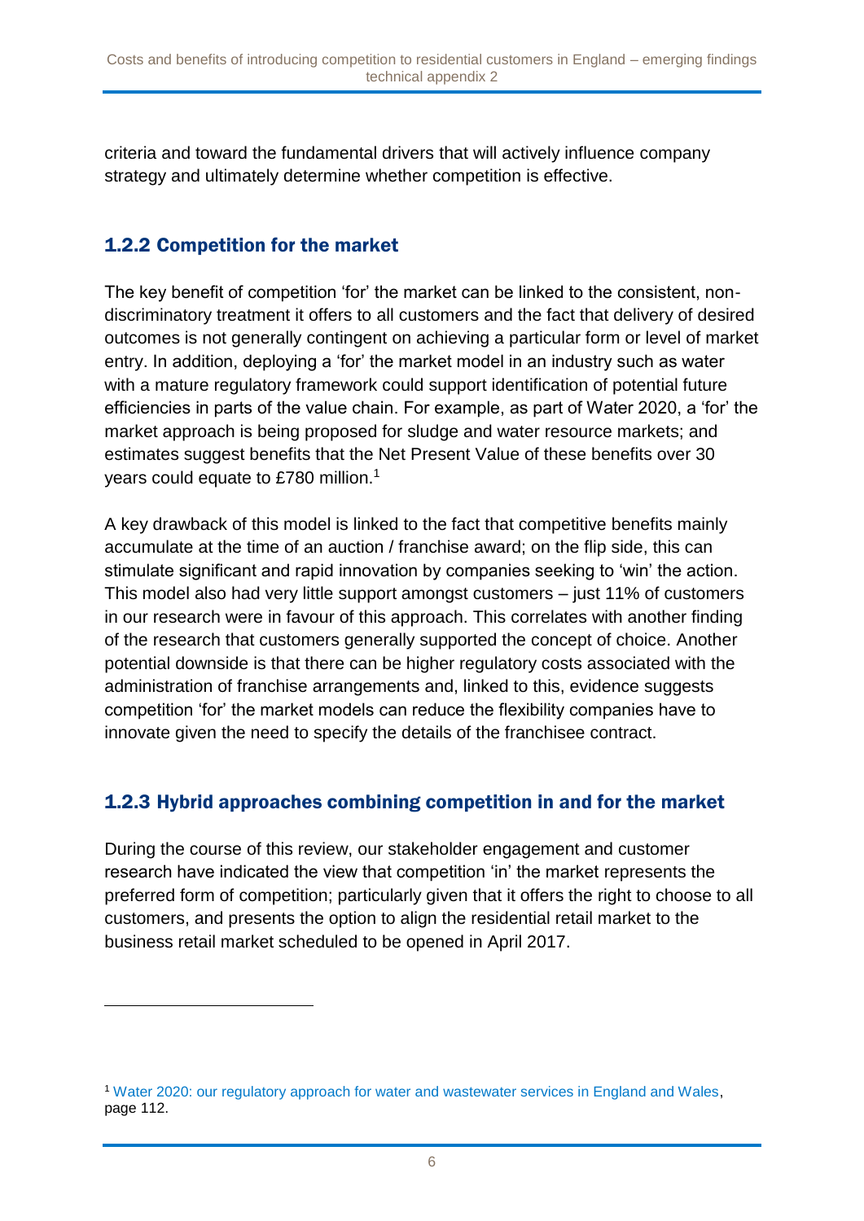criteria and toward the fundamental drivers that will actively influence company strategy and ultimately determine whether competition is effective.

### 1.2.2 Competition for the market

The key benefit of competition 'for' the market can be linked to the consistent, non-discriminatory treatment it offers to all customers and the fact that delivery of desired outcomes is not generally contingent on achieving a particular form or level of market entry. In addition, deploying a 'for' the market model in an industry such as water with a mature regulatory framework could support identification of potential future efficiencies in parts of the value chain. For example, as part of Water 2020, a 'for' the market approach is being proposed for sludge and water resource markets; and estimates suggest benefits that the Net Present Value of these benefits over 30 years could equate to £780 million.[1]

A key drawback of this model is linked to the fact that competitive benefits mainly accumulate at the time of an auction / franchise award; on the flip side, this can stimulate significant and rapid innovation by companies seeking to 'win' the action. This model also had very little support amongst customers – just 11% of customers in our research were in favour of this approach. This correlates with another finding of the research that customers generally supported the concept of choice. Another potential downside is that there can be higher regulatory costs associated with the administration of franchise arrangements and, linked to this, evidence suggests competition 'for' the market models can reduce the flexibility companies have to innovate given the need to specify the details of the franchisee contract.

### 1.2.3 Hybrid approaches combining competition in and for the market

During the course of this review, our stakeholder engagement and customer research have indicated the view that competition 'in' the market represents the preferred form of competition; particularly given that it offers the right to choose to all customers, and presents the option to align the residential retail market to the business retail market scheduled to be opened in April 2017.

---

[1] Water 2020: our regulatory approach for water and wastewater services in England and Wales, page 112.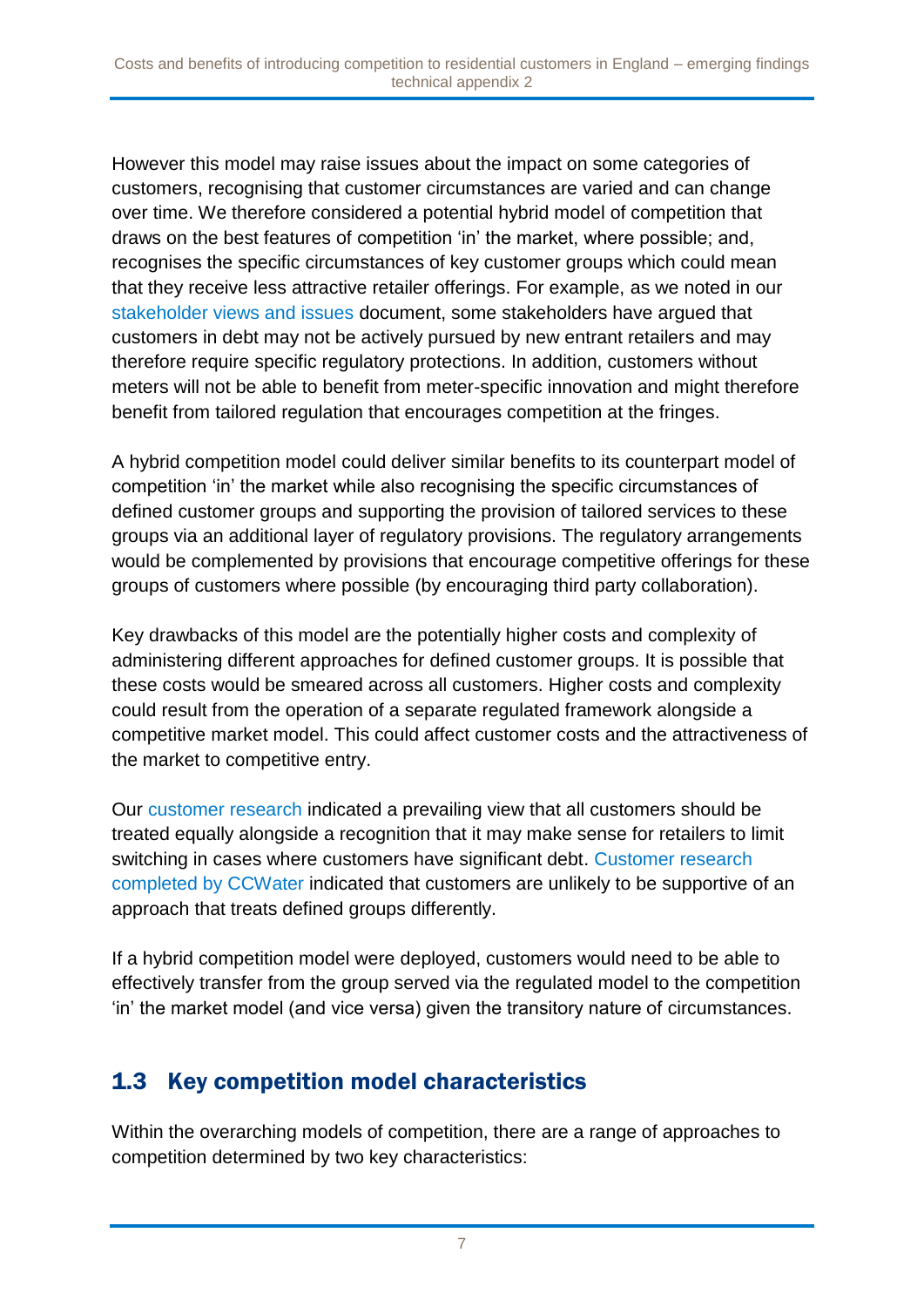However this model may raise issues about the impact on some categories of customers, recognising that customer circumstances are varied and can change over time. We therefore considered a potential hybrid model of competition that draws on the best features of competition 'in' the market, where possible; and, recognises the specific circumstances of key customer groups which could mean that they receive less attractive retailer offerings. For example, as we noted in our stakeholder views and issues document, some stakeholders have argued that customers in debt may not be actively pursued by new entrant retailers and may therefore require specific regulatory protections. In addition, customers without meters will not be able to benefit from meter-specific innovation and might therefore benefit from tailored regulation that encourages competition at the fringes.

A hybrid competition model could deliver similar benefits to its counterpart model of competition 'in' the market while also recognising the specific circumstances of defined customer groups and supporting the provision of tailored services to these groups via an additional layer of regulatory provisions. The regulatory arrangements would be complemented by provisions that encourage competitive offerings for these groups of customers where possible (by encouraging third party collaboration).

Key drawbacks of this model are the potentially higher costs and complexity of administering different approaches for defined customer groups. It is possible that these costs would be smeared across all customers. Higher costs and complexity could result from the operation of a separate regulated framework alongside a competitive market model. This could affect customer costs and the attractiveness of the market to competitive entry.

Our customer research indicated a prevailing view that all customers should be treated equally alongside a recognition that it may make sense for retailers to limit switching in cases where customers have significant debt. Customer research completed by CCWater indicated that customers are unlikely to be supportive of an approach that treats defined groups differently.

If a hybrid competition model were deployed, customers would need to be able to effectively transfer from the group served via the regulated model to the competition 'in' the market model (and vice versa) given the transitory nature of circumstances.

## 1.3 Key competition model characteristics

Within the overarching models of competition, there are a range of approaches to competition determined by two key characteristics: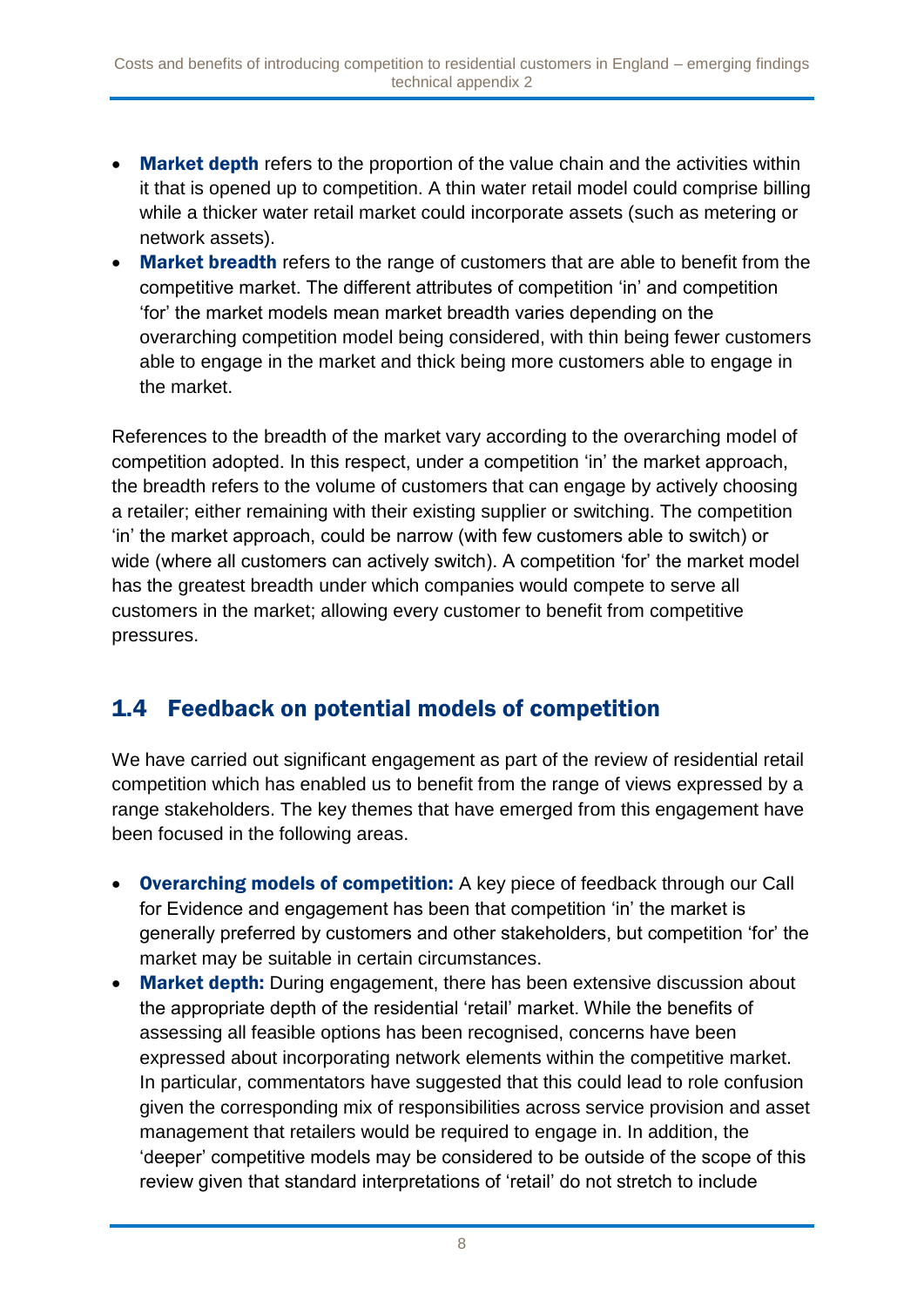- **Market depth** refers to the proportion of the value chain and the activities within it that is opened up to competition. A thin water retail model could comprise billing while a thicker water retail market could incorporate assets (such as metering or network assets).
- **Market breadth** refers to the range of customers that are able to benefit from the competitive market. The different attributes of competition 'in' and competition 'for' the market models mean market breadth varies depending on the overarching competition model being considered, with thin being fewer customers able to engage in the market and thick being more customers able to engage in the market.

References to the breadth of the market vary according to the overarching model of competition adopted. In this respect, under a competition 'in' the market approach, the breadth refers to the volume of customers that can engage by actively choosing a retailer; either remaining with their existing supplier or switching. The competition 'in' the market approach, could be narrow (with few customers able to switch) or wide (where all customers can actively switch). A competition 'for' the market model has the greatest breadth under which companies would compete to serve all customers in the market; allowing every customer to benefit from competitive pressures.

## 1.4 Feedback on potential models of competition

We have carried out significant engagement as part of the review of residential retail competition which has enabled us to benefit from the range of views expressed by a range stakeholders. The key themes that have emerged from this engagement have been focused in the following areas.

- **Overarching models of competition:** A key piece of feedback through our Call for Evidence and engagement has been that competition 'in' the market is generally preferred by customers and other stakeholders, but competition 'for' the market may be suitable in certain circumstances.
- **Market depth:** During engagement, there has been extensive discussion about the appropriate depth of the residential 'retail' market. While the benefits of assessing all feasible options has been recognised, concerns have been expressed about incorporating network elements within the competitive market. In particular, commentators have suggested that this could lead to role confusion given the corresponding mix of responsibilities across service provision and asset management that retailers would be required to engage in. In addition, the 'deeper' competitive models may be considered to be outside of the scope of this review given that standard interpretations of 'retail' do not stretch to include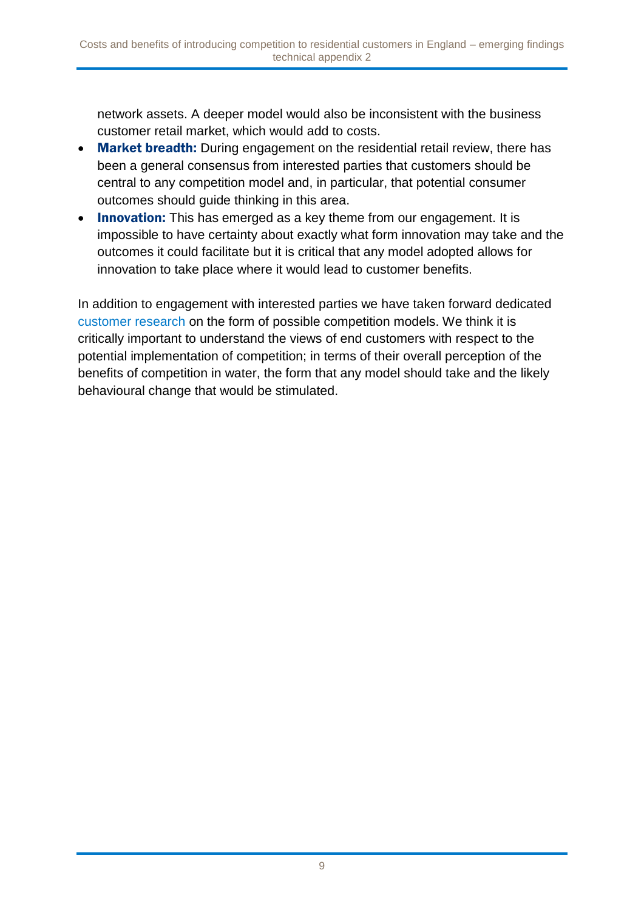network assets. A deeper model would also be inconsistent with the business customer retail market, which would add to costs.

- **Market breadth:** During engagement on the residential retail review, there has been a general consensus from interested parties that customers should be central to any competition model and, in particular, that potential consumer outcomes should guide thinking in this area.
- **Innovation:** This has emerged as a key theme from our engagement. It is impossible to have certainty about exactly what form innovation may take and the outcomes it could facilitate but it is critical that any model adopted allows for innovation to take place where it would lead to customer benefits.

In addition to engagement with interested parties we have taken forward dedicated customer research on the form of possible competition models. We think it is critically important to understand the views of end customers with respect to the potential implementation of competition; in terms of their overall perception of the benefits of competition in water, the form that any model should take and the likely behavioural change that would be stimulated.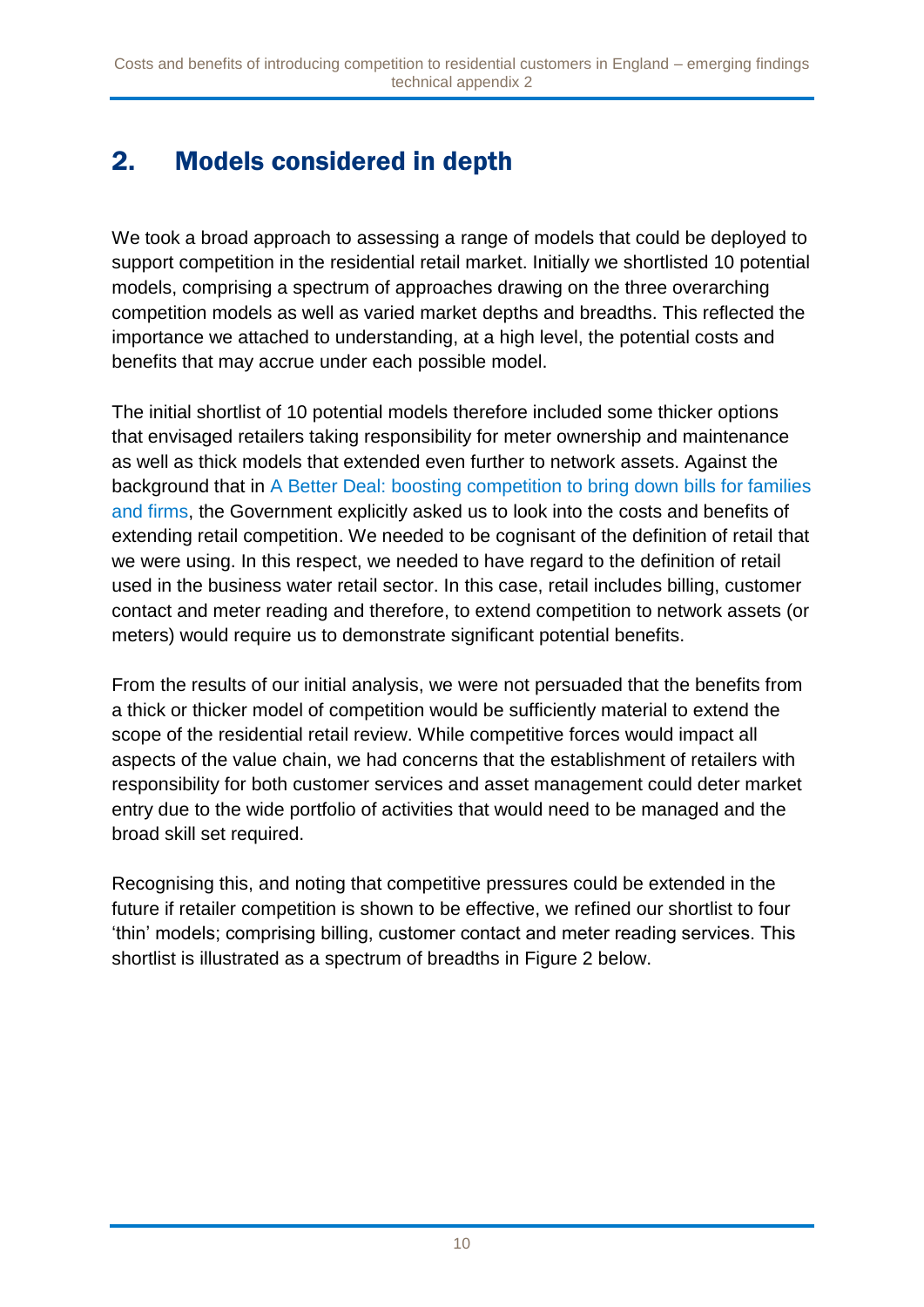## 2. Models considered in depth

We took a broad approach to assessing a range of models that could be deployed to support competition in the residential retail market. Initially we shortlisted 10 potential models, comprising a spectrum of approaches drawing on the three overarching competition models as well as varied market depths and breadths. This reflected the importance we attached to understanding, at a high level, the potential costs and benefits that may accrue under each possible model.

The initial shortlist of 10 potential models therefore included some thicker options that envisaged retailers taking responsibility for meter ownership and maintenance as well as thick models that extended even further to network assets. Against the background that in A Better Deal: boosting competition to bring down bills for families and firms, the Government explicitly asked us to look into the costs and benefits of extending retail competition. We needed to be cognisant of the definition of retail that we were using. In this respect, we needed to have regard to the definition of retail used in the business water retail sector. In this case, retail includes billing, customer contact and meter reading and therefore, to extend competition to network assets (or meters) would require us to demonstrate significant potential benefits.

From the results of our initial analysis, we were not persuaded that the benefits from a thick or thicker model of competition would be sufficiently material to extend the scope of the residential retail review. While competitive forces would impact all aspects of the value chain, we had concerns that the establishment of retailers with responsibility for both customer services and asset management could deter market entry due to the wide portfolio of activities that would need to be managed and the broad skill set required.

Recognising this, and noting that competitive pressures could be extended in the future if retailer competition is shown to be effective, we refined our shortlist to four 'thin' models; comprising billing, customer contact and meter reading services. This shortlist is illustrated as a spectrum of breadths in Figure 2 below.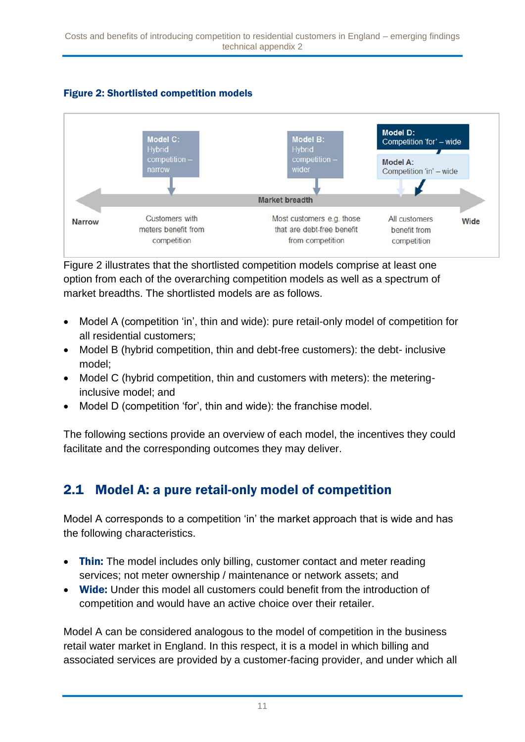**Figure 2: Shortlisted competition models**

Model C: Hybrid competition – narrow

Model B: Hybrid competition – wider

Model D: Competition 'for' – wide

Model A: Competition 'in' – wide

Narrow

Market breadth

Wide

Customers with meters benefit from competition

Most customers e.g. those that are debt-free benefit from competition

All customers benefit from competition

Figure 2 illustrates that the shortlisted competition models comprise at least one option from each of the overarching competition models as well as a spectrum of market breadths. The shortlisted models are as follows.

- Model A (competition 'in', thin and wide): pure retail-only model of competition for all residential customers;
- Model B (hybrid competition, thin and debt-free customers): the debt- inclusive model;
- Model C (hybrid competition, thin and customers with meters): the metering-inclusive model; and
- Model D (competition 'for', thin and wide): the franchise model.

The following sections provide an overview of each model, the incentives they could facilitate and the corresponding outcomes they may deliver.

## 2.1 Model A: a pure retail-only model of competition

Model A corresponds to a competition 'in' the market approach that is wide and has the following characteristics.

- **Thin:** The model includes only billing, customer contact and meter reading services; not meter ownership / maintenance or network assets; and
- **Wide:** Under this model all customers could benefit from the introduction of competition and would have an active choice over their retailer.

Model A can be considered analogous to the model of competition in the business retail water market in England. In this respect, it is a model in which billing and associated services are provided by a customer-facing provider, and under which all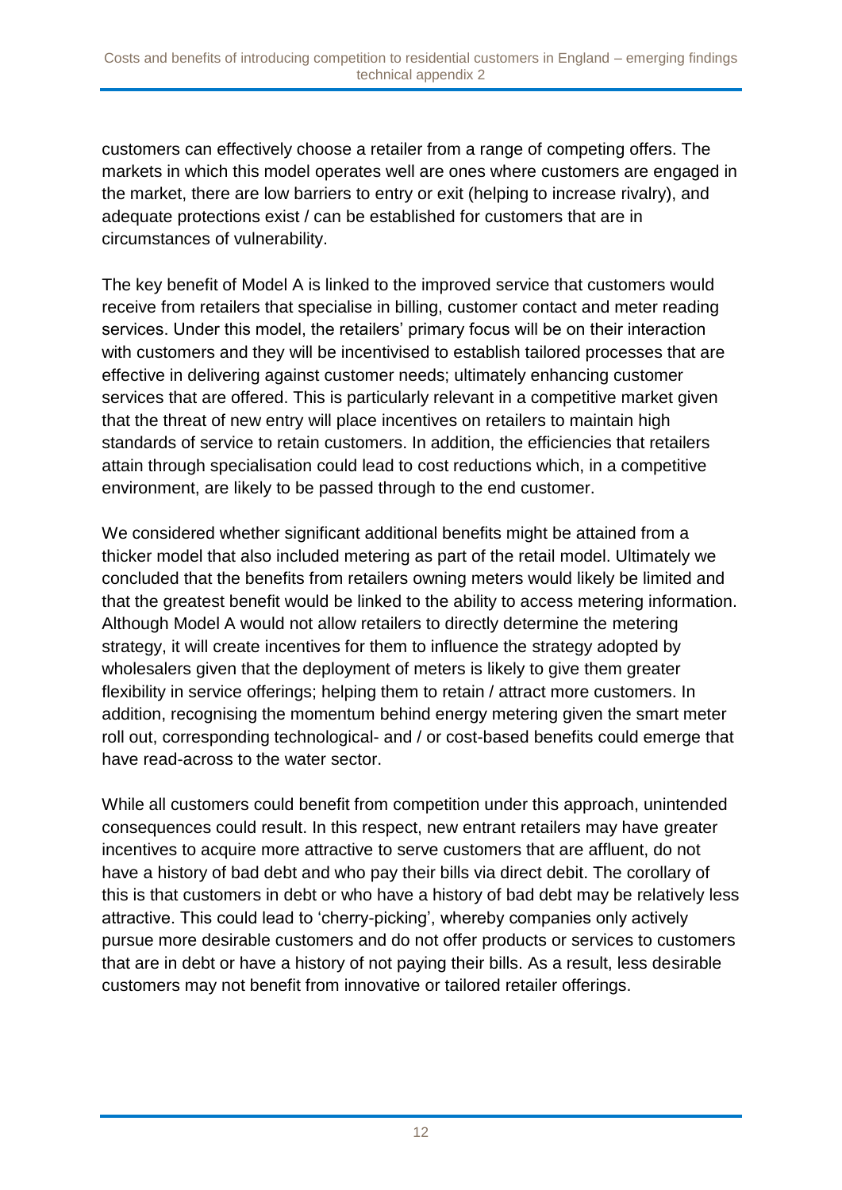customers can effectively choose a retailer from a range of competing offers. The markets in which this model operates well are ones where customers are engaged in the market, there are low barriers to entry or exit (helping to increase rivalry), and adequate protections exist / can be established for customers that are in circumstances of vulnerability.

The key benefit of Model A is linked to the improved service that customers would receive from retailers that specialise in billing, customer contact and meter reading services. Under this model, the retailers' primary focus will be on their interaction with customers and they will be incentivised to establish tailored processes that are effective in delivering against customer needs; ultimately enhancing customer services that are offered. This is particularly relevant in a competitive market given that the threat of new entry will place incentives on retailers to maintain high standards of service to retain customers. In addition, the efficiencies that retailers attain through specialisation could lead to cost reductions which, in a competitive environment, are likely to be passed through to the end customer.

We considered whether significant additional benefits might be attained from a thicker model that also included metering as part of the retail model. Ultimately we concluded that the benefits from retailers owning meters would likely be limited and that the greatest benefit would be linked to the ability to access metering information. Although Model A would not allow retailers to directly determine the metering strategy, it will create incentives for them to influence the strategy adopted by wholesalers given that the deployment of meters is likely to give them greater flexibility in service offerings; helping them to retain / attract more customers. In addition, recognising the momentum behind energy metering given the smart meter roll out, corresponding technological- and / or cost-based benefits could emerge that have read-across to the water sector.

While all customers could benefit from competition under this approach, unintended consequences could result. In this respect, new entrant retailers may have greater incentives to acquire more attractive to serve customers that are affluent, do not have a history of bad debt and who pay their bills via direct debit. The corollary of this is that customers in debt or who have a history of bad debt may be relatively less attractive. This could lead to 'cherry-picking', whereby companies only actively pursue more desirable customers and do not offer products or services to customers that are in debt or have a history of not paying their bills. As a result, less desirable customers may not benefit from innovative or tailored retailer offerings.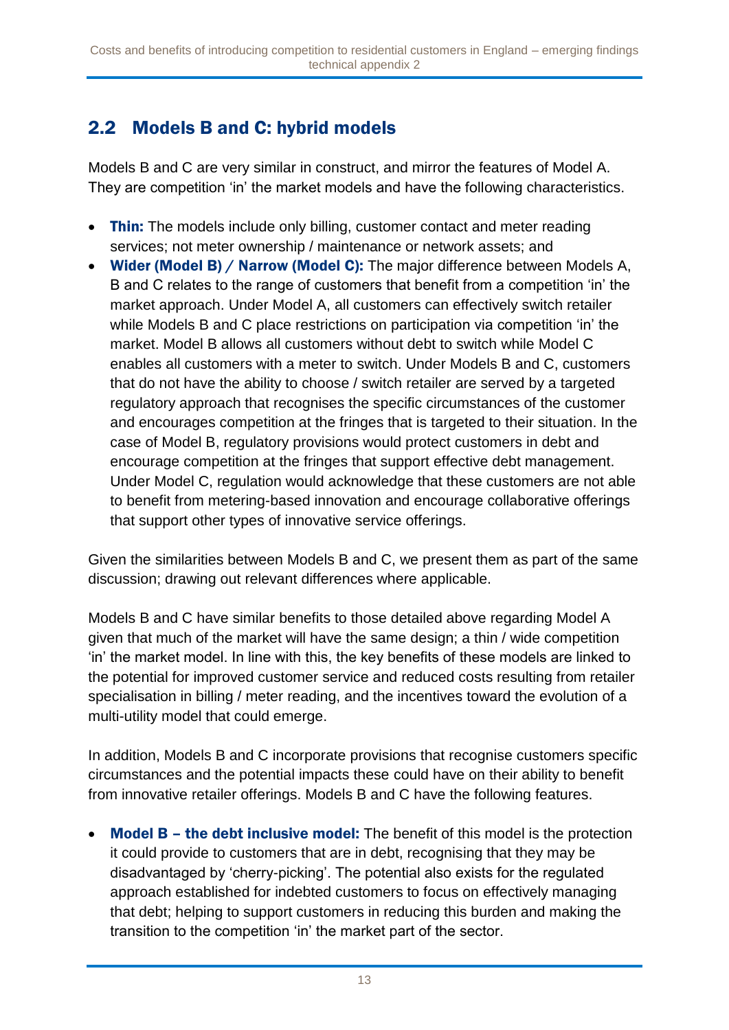## 2.2 Models B and C: hybrid models

Models B and C are very similar in construct, and mirror the features of Model A. They are competition 'in' the market models and have the following characteristics.

- **Thin:** The models include only billing, customer contact and meter reading services; not meter ownership / maintenance or network assets; and
- **Wider (Model B) / Narrow (Model C):** The major difference between Models A, B and C relates to the range of customers that benefit from a competition 'in' the market approach. Under Model A, all customers can effectively switch retailer while Models B and C place restrictions on participation via competition 'in' the market. Model B allows all customers without debt to switch while Model C enables all customers with a meter to switch. Under Models B and C, customers that do not have the ability to choose / switch retailer are served by a targeted regulatory approach that recognises the specific circumstances of the customer and encourages competition at the fringes that is targeted to their situation. In the case of Model B, regulatory provisions would protect customers in debt and encourage competition at the fringes that support effective debt management. Under Model C, regulation would acknowledge that these customers are not able to benefit from metering-based innovation and encourage collaborative offerings that support other types of innovative service offerings.

Given the similarities between Models B and C, we present them as part of the same discussion; drawing out relevant differences where applicable.

Models B and C have similar benefits to those detailed above regarding Model A given that much of the market will have the same design; a thin / wide competition 'in' the market model. In line with this, the key benefits of these models are linked to the potential for improved customer service and reduced costs resulting from retailer specialisation in billing / meter reading, and the incentives toward the evolution of a multi-utility model that could emerge.

In addition, Models B and C incorporate provisions that recognise customers specific circumstances and the potential impacts these could have on their ability to benefit from innovative retailer offerings. Models B and C have the following features.

- **Model B – the debt inclusive model:** The benefit of this model is the protection it could provide to customers that are in debt, recognising that they may be disadvantaged by 'cherry-picking'. The potential also exists for the regulated approach established for indebted customers to focus on effectively managing that debt; helping to support customers in reducing this burden and making the transition to the competition 'in' the market part of the sector.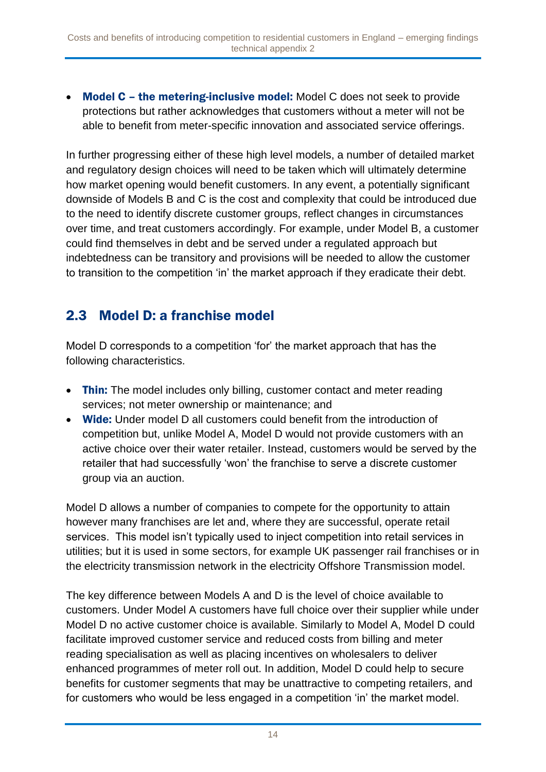- **Model C – the metering-inclusive model:** Model C does not seek to provide protections but rather acknowledges that customers without a meter will not be able to benefit from meter-specific innovation and associated service offerings.

In further progressing either of these high level models, a number of detailed market and regulatory design choices will need to be taken which will ultimately determine how market opening would benefit customers. In any event, a potentially significant downside of Models B and C is the cost and complexity that could be introduced due to the need to identify discrete customer groups, reflect changes in circumstances over time, and treat customers accordingly. For example, under Model B, a customer could find themselves in debt and be served under a regulated approach but indebtedness can be transitory and provisions will be needed to allow the customer to transition to the competition 'in' the market approach if they eradicate their debt.

## 2.3 Model D: a franchise model

Model D corresponds to a competition 'for' the market approach that has the following characteristics.

- **Thin:** The model includes only billing, customer contact and meter reading services; not meter ownership or maintenance; and
- **Wide:** Under model D all customers could benefit from the introduction of competition but, unlike Model A, Model D would not provide customers with an active choice over their water retailer. Instead, customers would be served by the retailer that had successfully 'won' the franchise to serve a discrete customer group via an auction.

Model D allows a number of companies to compete for the opportunity to attain however many franchises are let and, where they are successful, operate retail services. This model isn't typically used to inject competition into retail services in utilities; but it is used in some sectors, for example UK passenger rail franchises or in the electricity transmission network in the electricity Offshore Transmission model.

The key difference between Models A and D is the level of choice available to customers. Under Model A customers have full choice over their supplier while under Model D no active customer choice is available. Similarly to Model A, Model D could facilitate improved customer service and reduced costs from billing and meter reading specialisation as well as placing incentives on wholesalers to deliver enhanced programmes of meter roll out. In addition, Model D could help to secure benefits for customer segments that may be unattractive to competing retailers, and for customers who would be less engaged in a competition 'in' the market model.